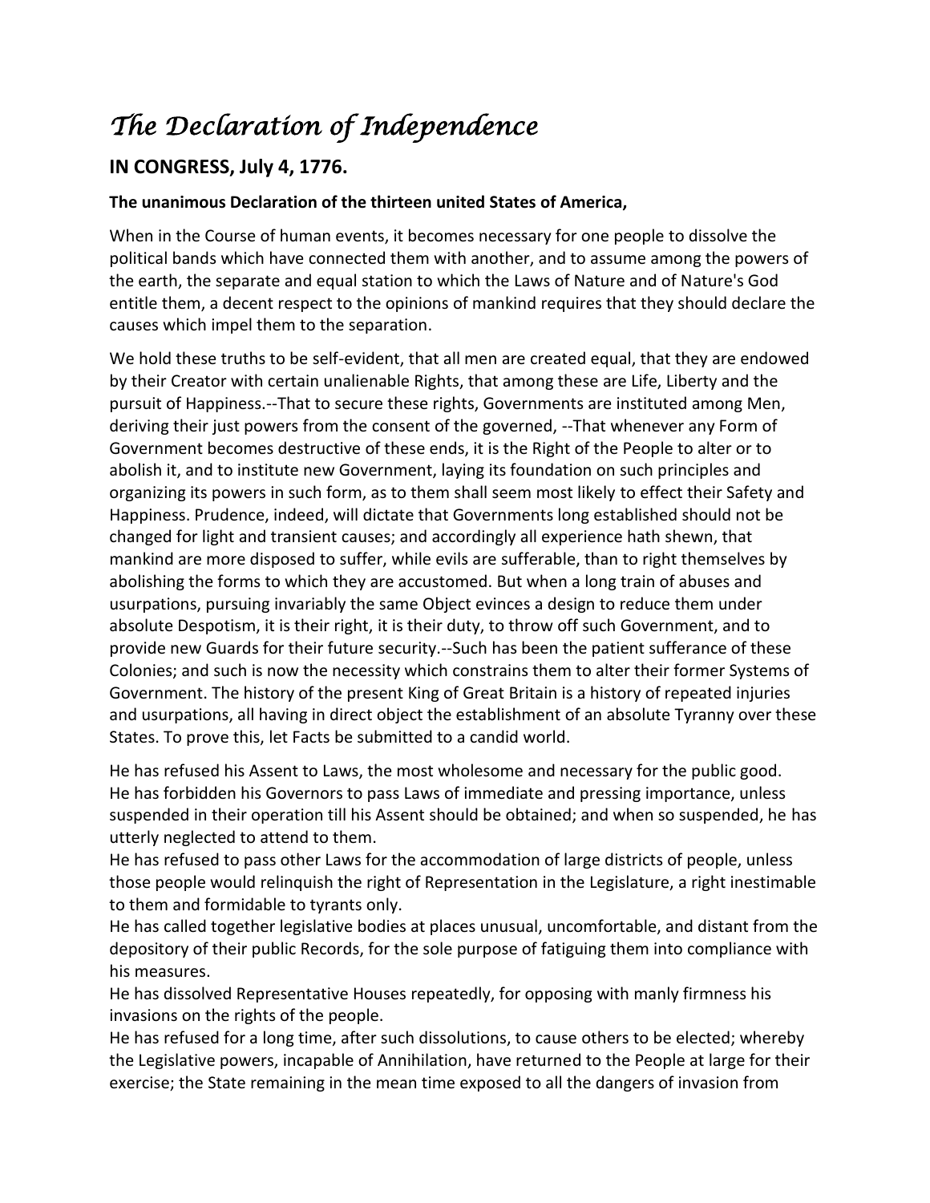# *The Declaration of Independence*

## IN CONGRESS, July 4, 1776.

**The unanimous Declaration of the thirteen united States of America,**

When in the Course of human events, it becomes necessary for one people to dissolve the political bands which have connected them with another, and to assume among the powers of the earth, the separate and equal station to which the Laws of Nature and of Nature's God entitle them, a decent respect to the opinions of mankind requires that they should declare the causes which impel them to the separation.

We hold these truths to be self-evident, that all men are created equal, that they are endowed by their Creator with certain unalienable Rights, that among these are Life, Liberty and the pursuit of Happiness.--That to secure these rights, Governments are instituted among Men, deriving their just powers from the consent of the governed, --That whenever any Form of Government becomes destructive of these ends, it is the Right of the People to alter or to abolish it, and to institute new Government, laying its foundation on such principles and organizing its powers in such form, as to them shall seem most likely to effect their Safety and Happiness. Prudence, indeed, will dictate that Governments long established should not be changed for light and transient causes; and accordingly all experience hath shewn, that mankind are more disposed to suffer, while evils are sufferable, than to right themselves by abolishing the forms to which they are accustomed. But when a long train of abuses and usurpations, pursuing invariably the same Object evinces a design to reduce them under absolute Despotism, it is their right, it is their duty, to throw off such Government, and to provide new Guards for their future security.--Such has been the patient sufferance of these Colonies; and such is now the necessity which constrains them to alter their former Systems of Government. The history of the present King of Great Britain is a history of repeated injuries and usurpations, all having in direct object the establishment of an absolute Tyranny over these States. To prove this, let Facts be submitted to a candid world.

He has refused his Assent to Laws, the most wholesome and necessary for the public good.
He has forbidden his Governors to pass Laws of immediate and pressing importance, unless suspended in their operation till his Assent should be obtained; and when so suspended, he has utterly neglected to attend to them.
He has refused to pass other Laws for the accommodation of large districts of people, unless those people would relinquish the right of Representation in the Legislature, a right inestimable to them and formidable to tyrants only.
He has called together legislative bodies at places unusual, uncomfortable, and distant from the depository of their public Records, for the sole purpose of fatiguing them into compliance with his measures.
He has dissolved Representative Houses repeatedly, for opposing with manly firmness his invasions on the rights of the people.
He has refused for a long time, after such dissolutions, to cause others to be elected; whereby the Legislative powers, incapable of Annihilation, have returned to the People at large for their exercise; the State remaining in the mean time exposed to all the dangers of invasion from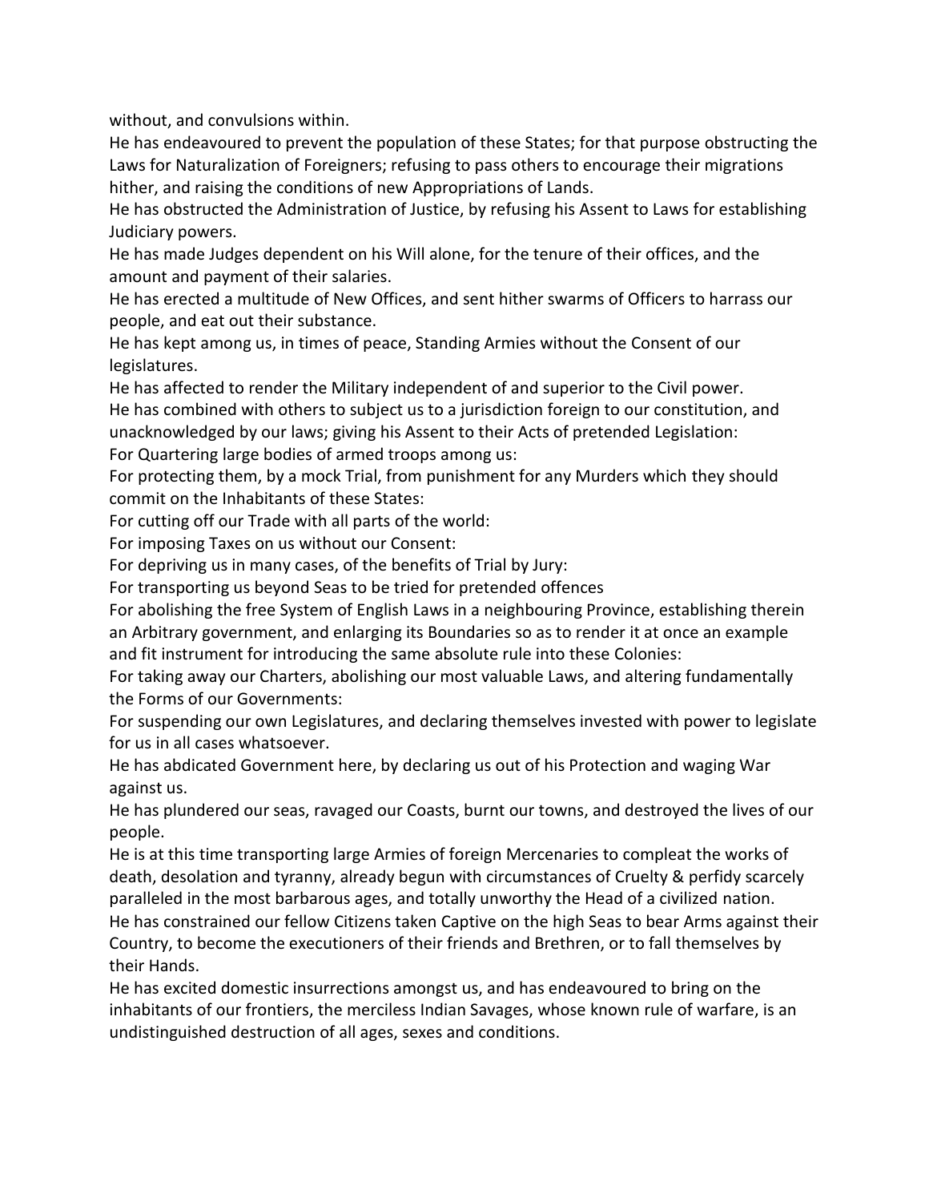without, and convulsions within.

He has endeavoured to prevent the population of these States; for that purpose obstructing the Laws for Naturalization of Foreigners; refusing to pass others to encourage their migrations hither, and raising the conditions of new Appropriations of Lands.

He has obstructed the Administration of Justice, by refusing his Assent to Laws for establishing Judiciary powers.

He has made Judges dependent on his Will alone, for the tenure of their offices, and the amount and payment of their salaries.

He has erected a multitude of New Offices, and sent hither swarms of Officers to harrass our people, and eat out their substance.

He has kept among us, in times of peace, Standing Armies without the Consent of our legislatures.

He has affected to render the Military independent of and superior to the Civil power.

He has combined with others to subject us to a jurisdiction foreign to our constitution, and unacknowledged by our laws; giving his Assent to their Acts of pretended Legislation:

For Quartering large bodies of armed troops among us:

For protecting them, by a mock Trial, from punishment for any Murders which they should commit on the Inhabitants of these States:

For cutting off our Trade with all parts of the world:

For imposing Taxes on us without our Consent:

For depriving us in many cases, of the benefits of Trial by Jury:

For transporting us beyond Seas to be tried for pretended offences

For abolishing the free System of English Laws in a neighbouring Province, establishing therein an Arbitrary government, and enlarging its Boundaries so as to render it at once an example and fit instrument for introducing the same absolute rule into these Colonies:

For taking away our Charters, abolishing our most valuable Laws, and altering fundamentally the Forms of our Governments:

For suspending our own Legislatures, and declaring themselves invested with power to legislate for us in all cases whatsoever.

He has abdicated Government here, by declaring us out of his Protection and waging War against us.

He has plundered our seas, ravaged our Coasts, burnt our towns, and destroyed the lives of our people.

He is at this time transporting large Armies of foreign Mercenaries to compleat the works of death, desolation and tyranny, already begun with circumstances of Cruelty & perfidy scarcely paralleled in the most barbarous ages, and totally unworthy the Head of a civilized nation.

He has constrained our fellow Citizens taken Captive on the high Seas to bear Arms against their Country, to become the executioners of their friends and Brethren, or to fall themselves by their Hands.

He has excited domestic insurrections amongst us, and has endeavoured to bring on the inhabitants of our frontiers, the merciless Indian Savages, whose known rule of warfare, is an undistinguished destruction of all ages, sexes and conditions.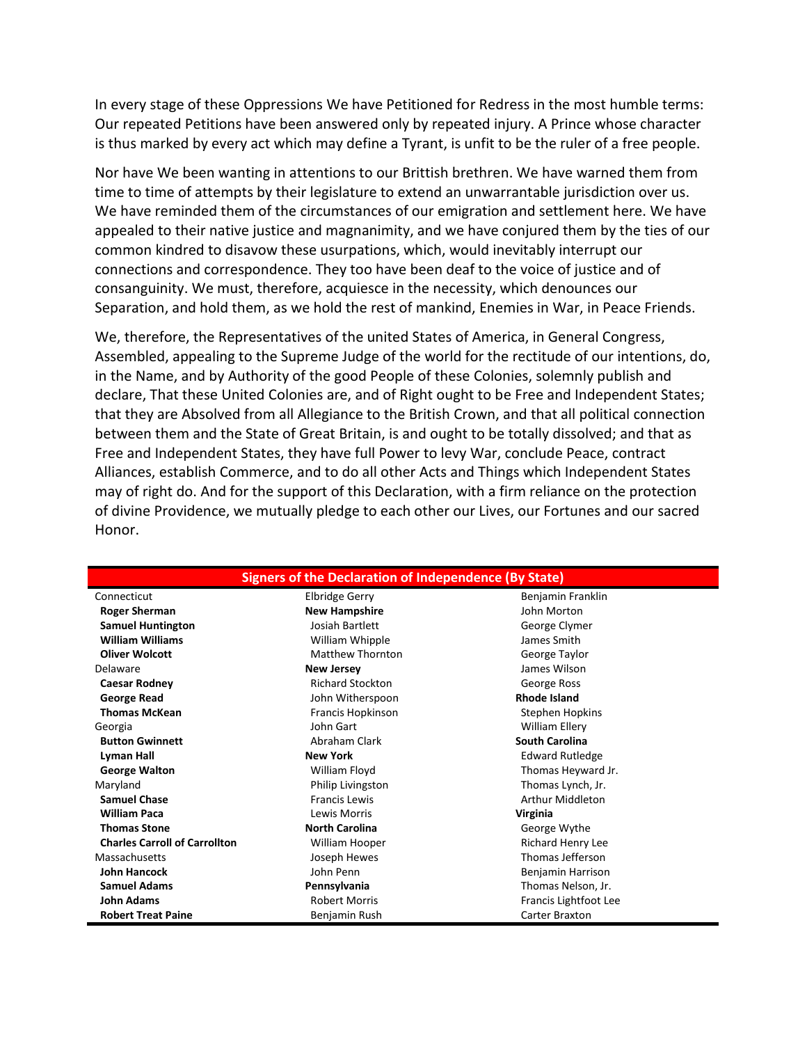In every stage of these Oppressions We have Petitioned for Redress in the most humble terms: Our repeated Petitions have been answered only by repeated injury. A Prince whose character is thus marked by every act which may define a Tyrant, is unfit to be the ruler of a free people.

Nor have We been wanting in attentions to our Brittish brethren. We have warned them from time to time of attempts by their legislature to extend an unwarrantable jurisdiction over us. We have reminded them of the circumstances of our emigration and settlement here. We have appealed to their native justice and magnanimity, and we have conjured them by the ties of our common kindred to disavow these usurpations, which, would inevitably interrupt our connections and correspondence. They too have been deaf to the voice of justice and of consanguinity. We must, therefore, acquiesce in the necessity, which denounces our Separation, and hold them, as we hold the rest of mankind, Enemies in War, in Peace Friends.

We, therefore, the Representatives of the united States of America, in General Congress, Assembled, appealing to the Supreme Judge of the world for the rectitude of our intentions, do, in the Name, and by Authority of the good People of these Colonies, solemnly publish and declare, That these United Colonies are, and of Right ought to be Free and Independent States; that they are Absolved from all Allegiance to the British Crown, and that all political connection between them and the State of Great Britain, is and ought to be totally dissolved; and that as Free and Independent States, they have full Power to levy War, conclude Peace, contract Alliances, establish Commerce, and to do all other Acts and Things which Independent States may of right do. And for the support of this Declaration, with a firm reliance on the protection of divine Providence, we mutually pledge to each other our Lives, our Fortunes and our sacred Honor.

| Signers of the Declaration of Independence (By State) | | |
|---|---|---|
| Connecticut | Elbridge Gerry | Benjamin Franklin |
| **Roger Sherman** | **New Hampshire** | John Morton |
| **Samuel Huntington** | Josiah Bartlett | George Clymer |
| **William Williams** | William Whipple | James Smith |
| **Oliver Wolcott** | Matthew Thornton | George Taylor |
| Delaware | **New Jersey** | James Wilson |
| **Caesar Rodney** | Richard Stockton | George Ross |
| **George Read** | John Witherspoon | **Rhode Island** |
| **Thomas McKean** | Francis Hopkinson | Stephen Hopkins |
| Georgia | John Gart | William Ellery |
| **Button Gwinnett** | Abraham Clark | **South Carolina** |
| **Lyman Hall** | **New York** | Edward Rutledge |
| **George Walton** | William Floyd | Thomas Heyward Jr. |
| Maryland | Philip Livingston | Thomas Lynch, Jr. |
| **Samuel Chase** | Francis Lewis | Arthur Middleton |
| **William Paca** | Lewis Morris | **Virginia** |
| **Thomas Stone** | **North Carolina** | George Wythe |
| **Charles Carroll of Carrollton** | William Hooper | Richard Henry Lee |
| Massachusetts | Joseph Hewes | Thomas Jefferson |
| **John Hancock** | John Penn | Benjamin Harrison |
| **Samuel Adams** | **Pennsylvania** | Thomas Nelson, Jr. |
| **John Adams** | Robert Morris | Francis Lightfoot Lee |
| **Robert Treat Paine** | Benjamin Rush | Carter Braxton |